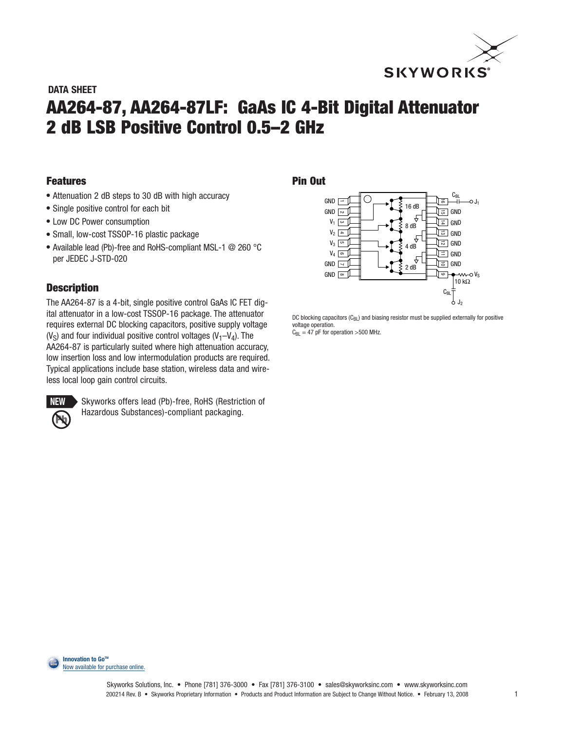DATA SHEET

# AA264-87, AA264-87LF: GaAs IC 4-Bit Digital Attenuator 2 dB LSB Positive Control 0.5–2 GHz

## Features

- Attenuation 2 dB steps to 30 dB with high accuracy
- Single positive control for each bit
- Low DC Power consumption
- Small, low-cost TSSOP-16 plastic package
- Available lead (Pb)-free and RoHS-compliant MSL-1 @ 260 °C per JEDEC J-STD-020

## Description

The AA264-87 is a 4-bit, single positive control GaAs IC FET digital attenuator in a low-cost TSSOP-16 package. The attenuator requires external DC blocking capacitors, positive supply voltage ($V_S$) and four individual positive control voltages ($V_1$–$V_4$). The AA264-87 is particularly suited where high attenuation accuracy, low insertion loss and low intermodulation products are required. Typical applications include base station, wireless data and wireless local loop gain control circuits.

NEW

Skyworks offers lead (Pb)-free, RoHS (Restriction of Hazardous Substances)-compliant packaging.

## Pin Out

GND 1
GND 2
$V_1$ 3
$V_2$ 4
$V_3$ 5
$V_4$ 6
GND 7
GND 8
16 dB
8 dB
4 dB
2 dB
16 $C_{BL}$ $J_1$
15 GND
14 GND
13 GND
12 GND
11 GND
10 GND
9 $V_S$
10 kΩ
$C_{BL}$
$J_2$

DC blocking capacitors ($C_{BL}$) and biasing resistor must be supplied externally for positive voltage operation.
$C_{BL}$ = 47 pF for operation >500 MHz.

Innovation to Go™
Now available for purchase online.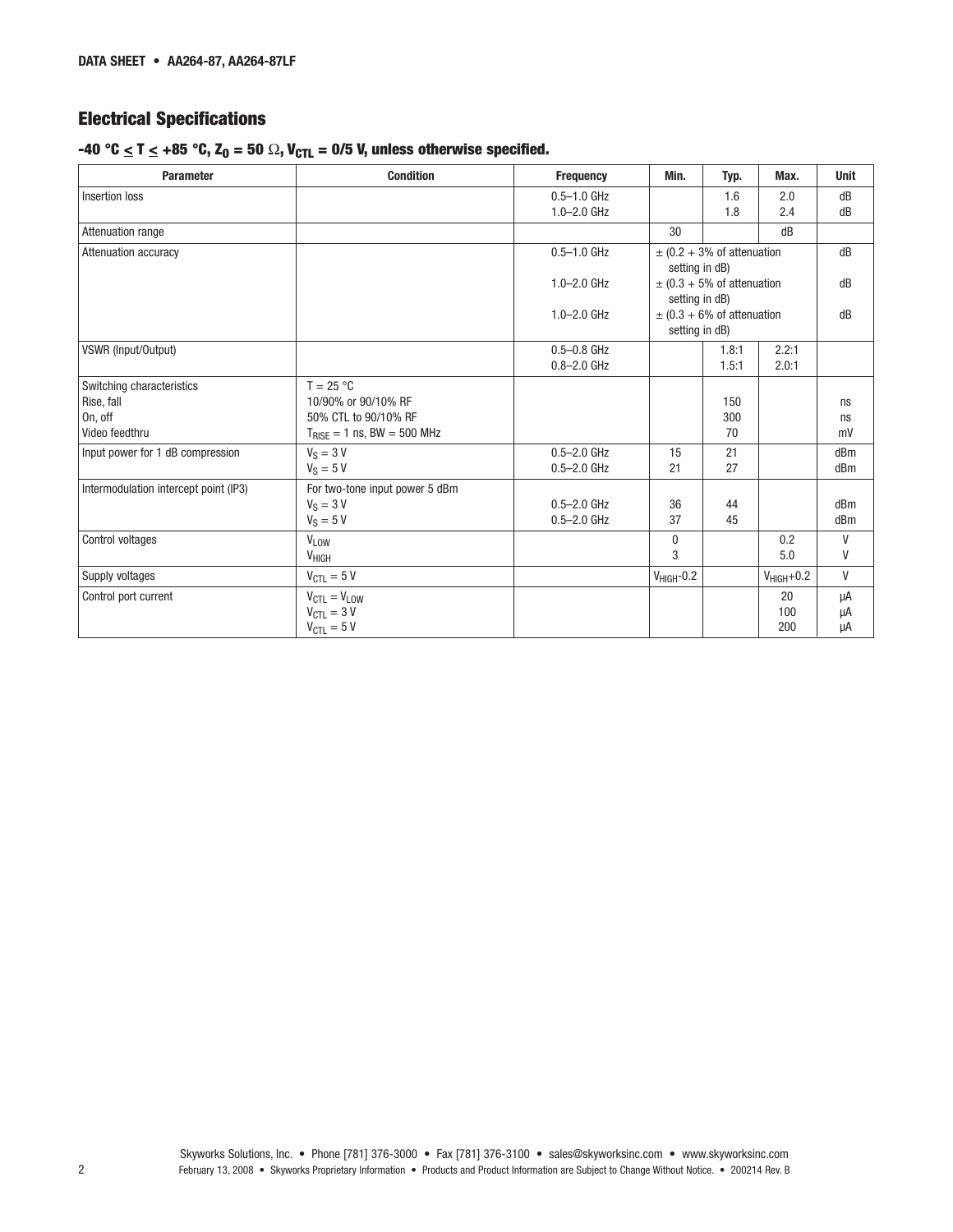## Electrical Specifications

### -40 °C ≤ T ≤ +85 °C, $Z_0$ = 50 Ω, $V_{CTL}$ = 0/5 V, unless otherwise specified.

| Parameter | Condition | Frequency | Min. | Typ. | Max. | Unit |
|---|---|---|---|---|---|---|
| Insertion loss | | 0.5–1.0 GHz<br>1.0–2.0 GHz | | 1.6<br>1.8 | 2.0<br>2.4 | dB<br>dB |
| Attenuation range | | | 30 | | dB | |
| Attenuation accuracy | | 0.5–1.0 GHz<br><br>1.0–2.0 GHz<br><br>1.0–2.0 GHz | ± (0.2 + 3% of attenuation setting in dB)<br>± (0.3 + 5% of attenuation setting in dB)<br>± (0.3 + 6% of attenuation setting in dB) | | | dB<br><br>dB<br><br>dB |
| VSWR (Input/Output) | | 0.5–0.8 GHz<br>0.8–2.0 GHz | | 1.8:1<br>1.5:1 | 2.2:1<br>2.0:1 | |
| Switching characteristics<br>Rise, fall<br>On, off<br>Video feedthru | T = 25 °C<br>10/90% or 90/10% RF<br>50% CTL to 90/10% RF<br>$T_{RISE}$ = 1 ns, BW = 500 MHz | | | <br>150<br>300<br>70 | | <br>ns<br>ns<br>mV |
| Input power for 1 dB compression | $V_S$ = 3 V<br>$V_S$ = 5 V | 0.5–2.0 GHz<br>0.5–2.0 GHz | 15<br>21 | 21<br>27 | | dBm<br>dBm |
| Intermodulation intercept point (IP3) | For two-tone input power 5 dBm<br>$V_S$ = 3 V<br>$V_S$ = 5 V | <br>0.5–2.0 GHz<br>0.5–2.0 GHz | <br>36<br>37 | <br>44<br>45 | | <br>dBm<br>dBm |
| Control voltages | $V_{LOW}$<br>$V_{HIGH}$ | | 0<br>3 | | 0.2<br>5.0 | V<br>V |
| Supply voltages | $V_{CTL}$ = 5 V | | $V_{HIGH}$-0.2 | | $V_{HIGH}$+0.2 | V |
| Control port current | $V_{CTL}$ = $V_{LOW}$<br>$V_{CTL}$ = 3 V<br>$V_{CTL}$ = 5 V | | | | 20<br>100<br>200 | μA<br>μA<br>μA |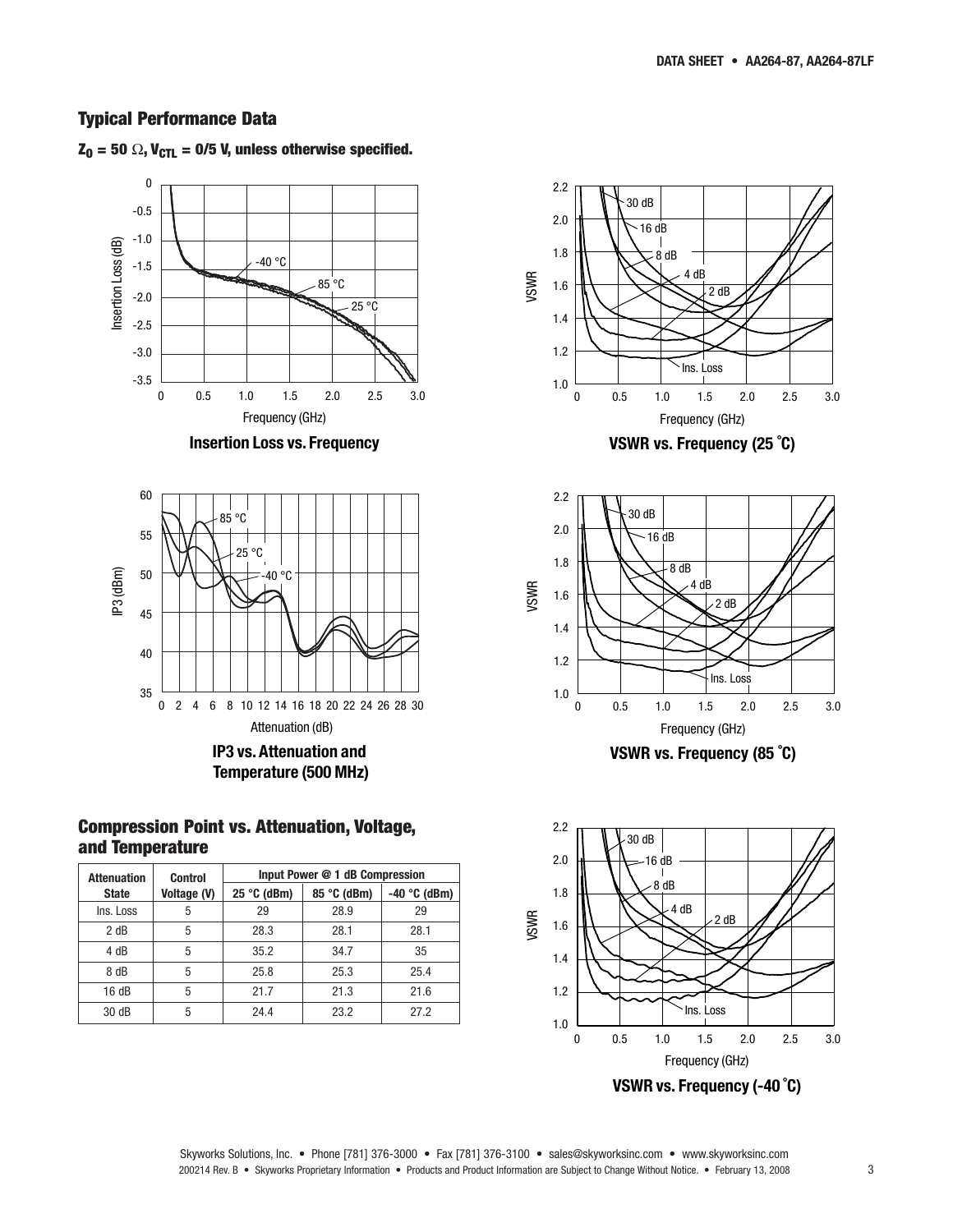## Typical Performance Data

**$Z_0$ = 50 Ω, $V_{CTL}$ = 0/5 V, unless otherwise specified.**

0
-0.5
-1.0
-1.5
-2.0
-2.5
-3.0
-3.5
Insertion Loss (dB)
0 0.5 1.0 1.5 2.0 2.5 3.0
Frequency (GHz)
-40 °C
85 °C
25 °C

**Insertion Loss vs. Frequency**

2.2
2.0
1.8
1.6
1.4
1.2
1.0
VSWR
0 0.5 1.0 1.5 2.0 2.5 3.0
Frequency (GHz)
30 dB
16 dB
8 dB
4 dB
2 dB
Ins. Loss

**VSWR vs. Frequency (25 ˚C)**

60
55
50
45
40
35
IP3 (dBm)
0 2 4 6 8 10 12 14 16 18 20 22 24 26 28 30
Attenuation (dB)
85 °C
25 °C
-40 °C

**IP3 vs. Attenuation and Temperature (500 MHz)**

2.2
2.0
1.8
1.6
1.4
1.2
1.0
VSWR
0 0.5 1.0 1.5 2.0 2.5 3.0
Frequency (GHz)
30 dB
16 dB
8 dB
4 dB
2 dB
Ins. Loss

**VSWR vs. Frequency (85 ˚C)**

## Compression Point vs. Attenuation, Voltage, and Temperature

| Attenuation State | Control Voltage (V) | Input Power @ 1 dB Compression | | |
|---|---|---|---|---|
| | | 25 °C (dBm) | 85 °C (dBm) | -40 °C (dBm) |
| Ins. Loss | 5 | 29 | 28.9 | 29 |
| 2 dB | 5 | 28.3 | 28.1 | 28.1 |
| 4 dB | 5 | 35.2 | 34.7 | 35 |
| 8 dB | 5 | 25.8 | 25.3 | 25.4 |
| 16 dB | 5 | 21.7 | 21.3 | 21.6 |
| 30 dB | 5 | 24.4 | 23.2 | 27.2 |

2.2
2.0
1.8
1.6
1.4
1.2
1.0
VSWR
0 0.5 1.0 1.5 2.0 2.5 3.0
Frequency (GHz)
30 dB
16 dB
8 dB
4 dB
2 dB
Ins. Loss

**VSWR vs. Frequency (-40 ˚C)**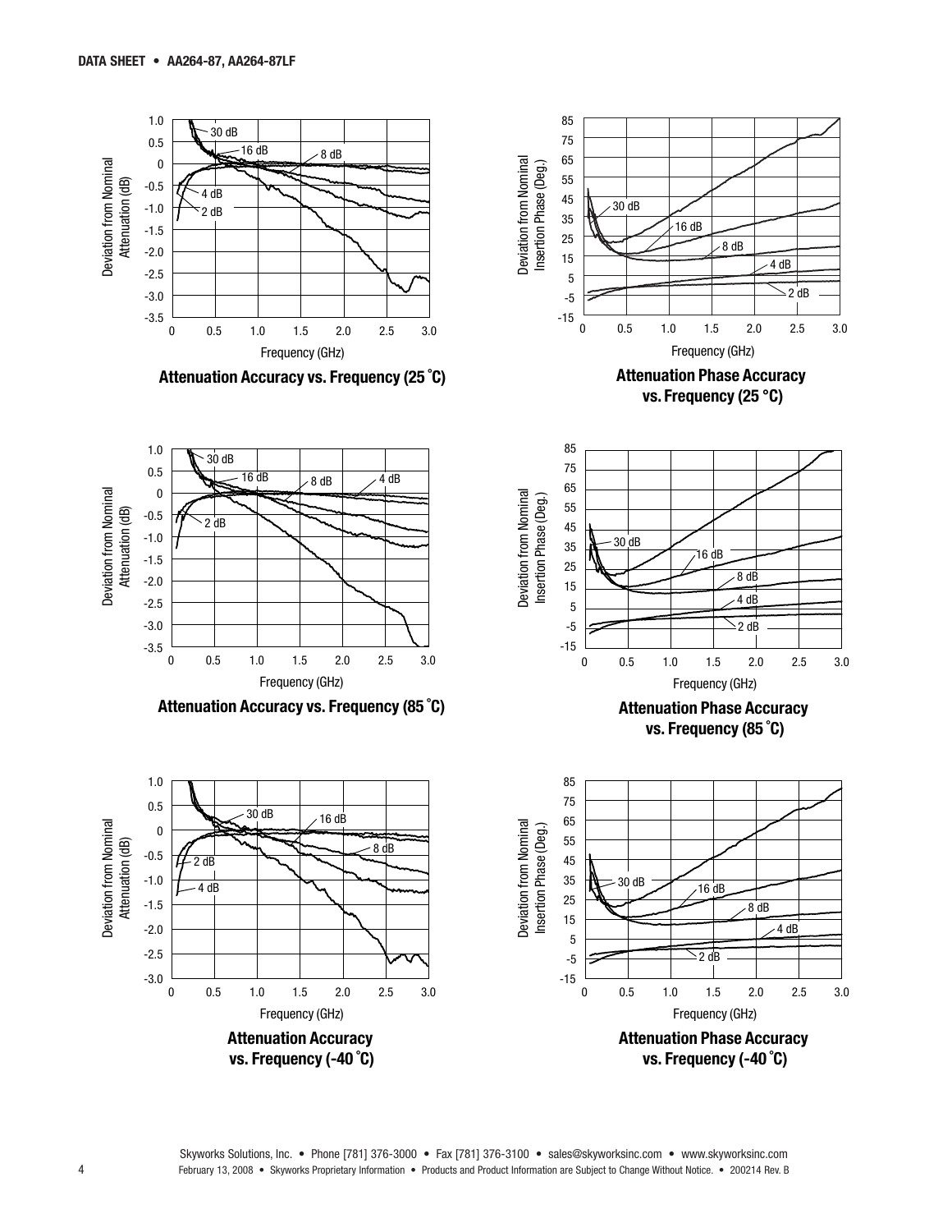1.0
0.5
0
-0.5
-1.0
-1.5
-2.0
-2.5
-3.0
-3.5

Deviation from Nominal Attenuation (dB)

0 0.5 1.0 1.5 2.0 2.5 3.0

Frequency (GHz)

30 dB
16 dB
8 dB
4 dB
2 dB

**Attenuation Accuracy vs. Frequency (25 °C)**

85
75
65
55
45
35
25
15
5
-5
-15

Deviation from Nominal Insertion Phase (Deg.)

0 0.5 1.0 1.5 2.0 2.5 3.0

Frequency (GHz)

30 dB
16 dB
8 dB
4 dB
2 dB

**Attenuation Phase Accuracy vs. Frequency (25 °C)**

1.0
0.5
0
-0.5
-1.0
-1.5
-2.0
-2.5
-3.0
-3.5

Deviation from Nominal Attenuation (dB)

0 0.5 1.0 1.5 2.0 2.5 3.0

Frequency (GHz)

30 dB
16 dB
8 dB
4 dB
2 dB

**Attenuation Accuracy vs. Frequency (85 °C)**

85
75
65
55
45
35
25
15
5
-5
-15

Deviation from Nominal Insertion Phase (Deg.)

0 0.5 1.0 1.5 2.0 2.5 3.0

Frequency (GHz)

30 dB
16 dB
8 dB
4 dB
2 dB

**Attenuation Phase Accuracy vs. Frequency (85 °C)**

1.0
0.5
0
-0.5
-1.0
-1.5
-2.0
-2.5
-3.0

Deviation from Nominal Attenuation (dB)

0 0.5 1.0 1.5 2.0 2.5 3.0

Frequency (GHz)

30 dB
16 dB
8 dB
2 dB
4 dB

**Attenuation Accuracy vs. Frequency (-40 °C)**

85
75
65
55
45
35
25
15
5
-5
-15

Deviation from Nominal Insertion Phase (Deg.)

0 0.5 1.0 1.5 2.0 2.5 3.0

Frequency (GHz)

30 dB
16 dB
8 dB
4 dB
2 dB

**Attenuation Phase Accuracy vs. Frequency (-40 °C)**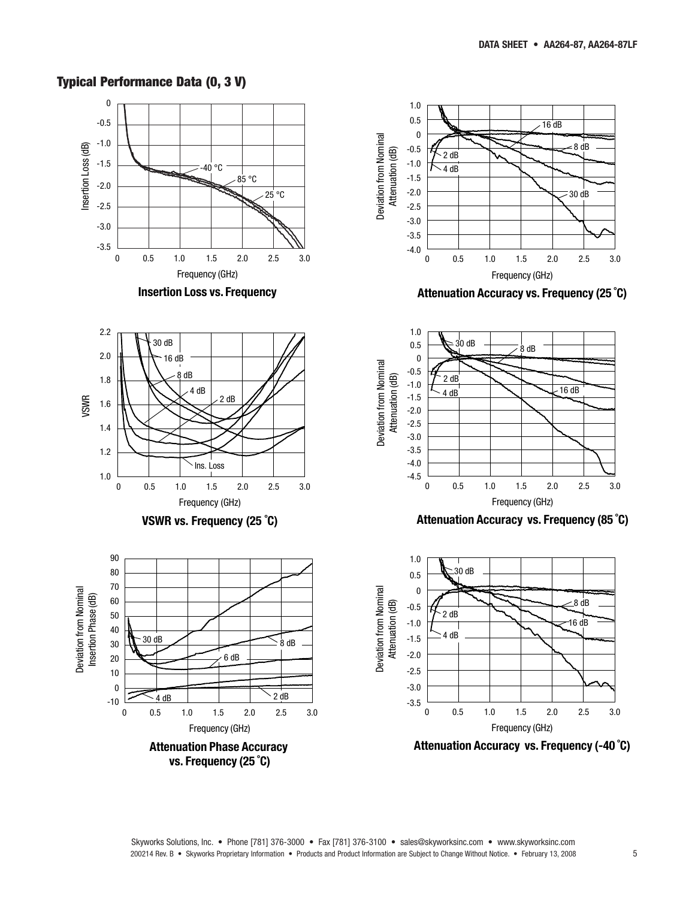## Typical Performance Data (0, 3 V)

**Insertion Loss vs. Frequency**

**Attenuation Accuracy vs. Frequency (25 °C)**

**VSWR vs. Frequency (25 °C)**

**Attenuation Accuracy vs. Frequency (85 °C)**

**Attenuation Phase Accuracy vs. Frequency (25 °C)**

**Attenuation Accuracy vs. Frequency (-40 °C)**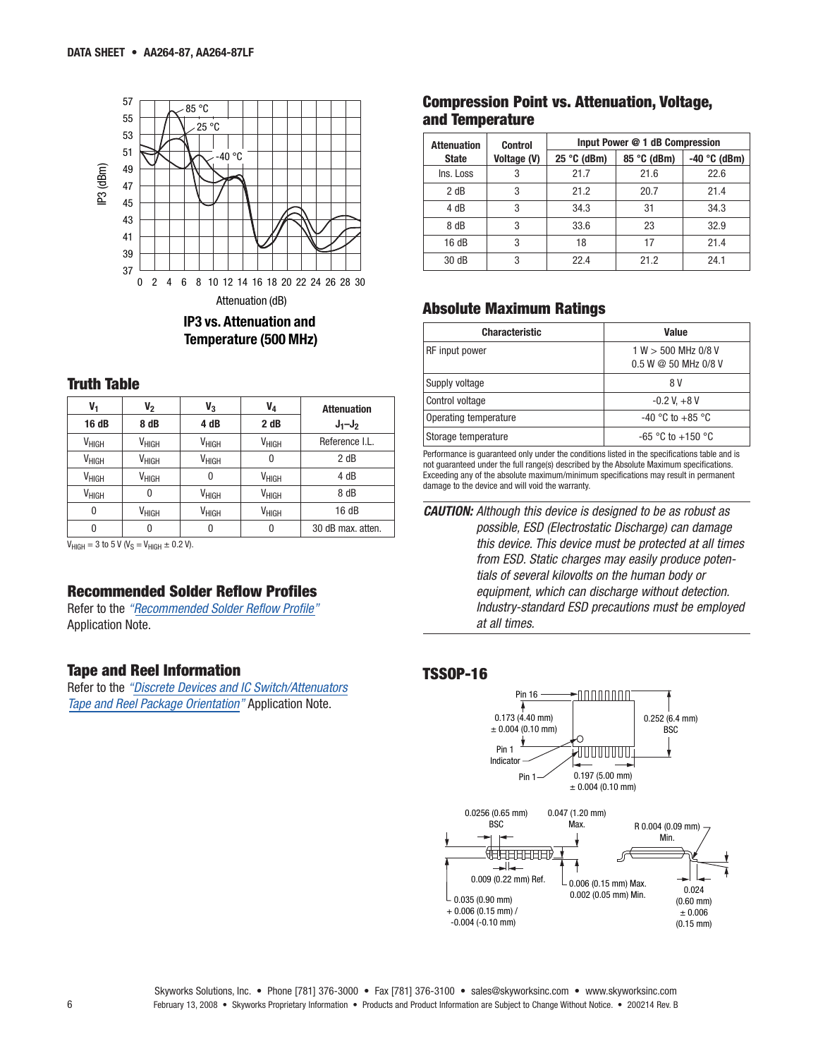57
55
53
51
49
47
45
43
41
39
37

IP3 (dBm)

85 °C
25 °C
-40 °C

0 2 4 6 8 10 12 14 16 18 20 22 24 26 28 30

Attenuation (dB)

**IP3 vs. Attenuation and Temperature (500 MHz)**

## Truth Table

| $V_1$ 16 dB | $V_2$ 8 dB | $V_3$ 4 dB | $V_4$ 2 dB | Attenuation $J_1$–$J_2$ |
|---|---|---|---|---|
| $V_{HIGH}$ | $V_{HIGH}$ | $V_{HIGH}$ | $V_{HIGH}$ | Reference I.L. |
| $V_{HIGH}$ | $V_{HIGH}$ | $V_{HIGH}$ | 0 | 2 dB |
| $V_{HIGH}$ | $V_{HIGH}$ | 0 | $V_{HIGH}$ | 4 dB |
| $V_{HIGH}$ | 0 | $V_{HIGH}$ | $V_{HIGH}$ | 8 dB |
| 0 | $V_{HIGH}$ | $V_{HIGH}$ | $V_{HIGH}$ | 16 dB |
| 0 | 0 | 0 | 0 | 30 dB max. atten. |

$V_{HIGH}$ = 3 to 5 V ($V_S = V_{HIGH} \pm 0.2$ V).

## Recommended Solder Reflow Profiles

Refer to the *"Recommended Solder Reflow Profile"* Application Note.

## Tape and Reel Information

Refer to the *"Discrete Devices and IC Switch/Attenuators Tape and Reel Package Orientation"* Application Note.

## Compression Point vs. Attenuation, Voltage, and Temperature

| Attenuation State | Control Voltage (V) | Input Power @ 1 dB Compression | | |
|---|---|---|---|---|
| | | 25 °C (dBm) | 85 °C (dBm) | -40 °C (dBm) |
| Ins. Loss | 3 | 21.7 | 21.6 | 22.6 |
| 2 dB | 3 | 21.2 | 20.7 | 21.4 |
| 4 dB | 3 | 34.3 | 31 | 34.3 |
| 8 dB | 3 | 33.6 | 23 | 32.9 |
| 16 dB | 3 | 18 | 17 | 21.4 |
| 30 dB | 3 | 22.4 | 21.2 | 24.1 |

## Absolute Maximum Ratings

| Characteristic | Value |
|---|---|
| RF input power | 1 W > 500 MHz 0/8 V<br>0.5 W @ 50 MHz 0/8 V |
| Supply voltage | 8 V |
| Control voltage | -0.2 V, +8 V |
| Operating temperature | -40 °C to +85 °C |
| Storage temperature | -65 °C to +150 °C |

Performance is guaranteed only under the conditions listed in the specifications table and is not guaranteed under the full range(s) described by the Absolute Maximum specifications. Exceeding any of the absolute maximum/minimum specifications may result in permanent damage to the device and will void the warranty.

***CAUTION:*** *Although this device is designed to be as robust as possible, ESD (Electrostatic Discharge) can damage this device. This device must be protected at all times from ESD. Static charges may easily produce potentials of several kilovolts on the human body or equipment, which can discharge without detection. Industry-standard ESD precautions must be employed at all times.*

## TSSOP-16

Pin 16
0.173 (4.40 mm)
± 0.004 (0.10 mm)
0.252 (6.4 mm)
BSC
Pin 1
Indicator
Pin 1
0.197 (5.00 mm)
± 0.004 (0.10 mm)

0.0256 (0.65 mm)
BSC
0.047 (1.20 mm)
Max.
R 0.004 (0.09 mm)
Min.
0.009 (0.22 mm) Ref.
0.006 (0.15 mm) Max.
0.002 (0.05 mm) Min.
0.035 (0.90 mm)
+ 0.006 (0.15 mm) /
-0.004 (-0.10 mm)
0.024
(0.60 mm)
± 0.006
(0.15 mm)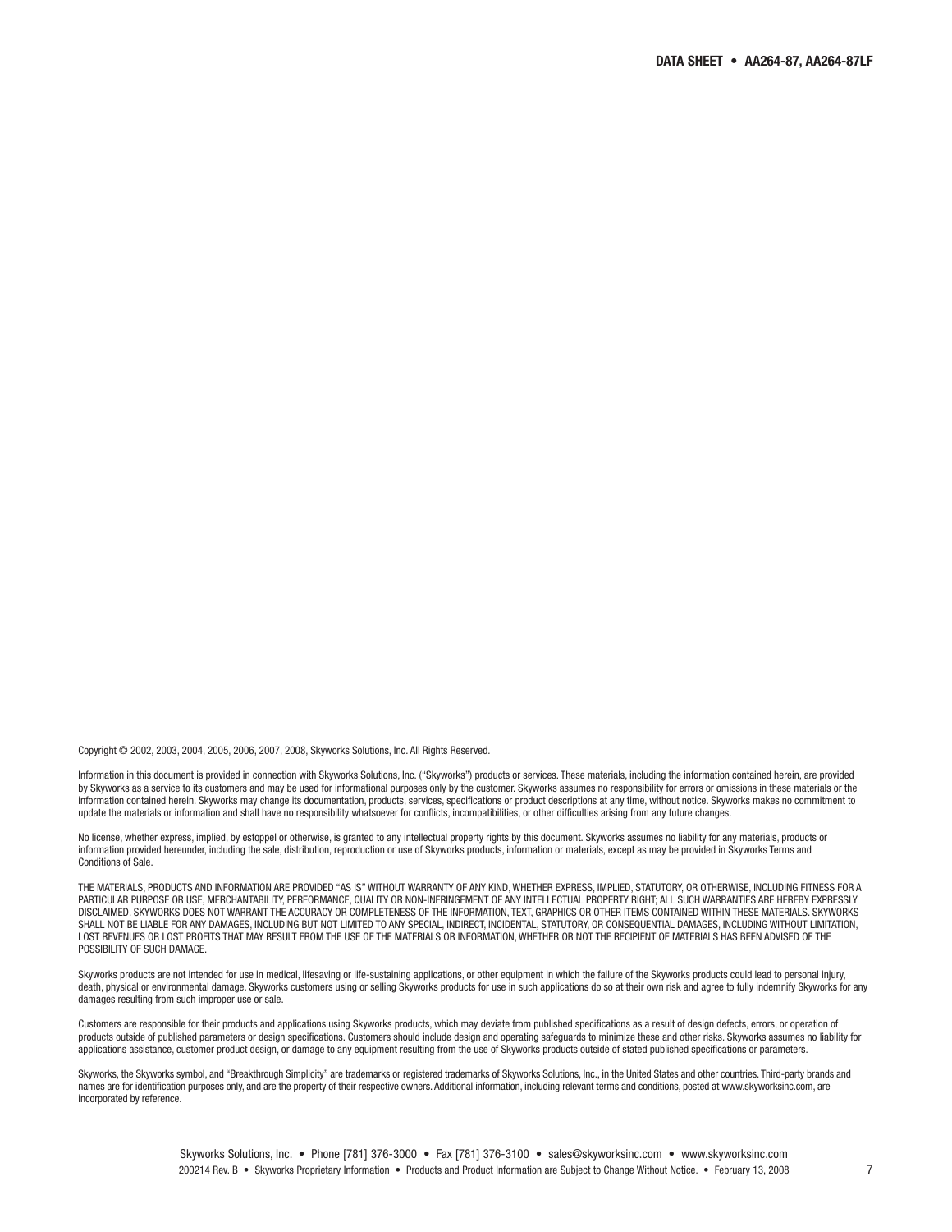Copyright © 2002, 2003, 2004, 2005, 2006, 2007, 2008, Skyworks Solutions, Inc. All Rights Reserved.

Information in this document is provided in connection with Skyworks Solutions, Inc. ("Skyworks") products or services. These materials, including the information contained herein, are provided by Skyworks as a service to its customers and may be used for informational purposes only by the customer. Skyworks assumes no responsibility for errors or omissions in these materials or the information contained herein. Skyworks may change its documentation, products, services, specifications or product descriptions at any time, without notice. Skyworks makes no commitment to update the materials or information and shall have no responsibility whatsoever for conflicts, incompatibilities, or other difficulties arising from any future changes.

No license, whether express, implied, by estoppel or otherwise, is granted to any intellectual property rights by this document. Skyworks assumes no liability for any materials, products or information provided hereunder, including the sale, distribution, reproduction or use of Skyworks products, information or materials, except as may be provided in Skyworks Terms and Conditions of Sale.

THE MATERIALS, PRODUCTS AND INFORMATION ARE PROVIDED "AS IS" WITHOUT WARRANTY OF ANY KIND, WHETHER EXPRESS, IMPLIED, STATUTORY, OR OTHERWISE, INCLUDING FITNESS FOR A PARTICULAR PURPOSE OR USE, MERCHANTABILITY, PERFORMANCE, QUALITY OR NON-INFRINGEMENT OF ANY INTELLECTUAL PROPERTY RIGHT; ALL SUCH WARRANTIES ARE HEREBY EXPRESSLY DISCLAIMED. SKYWORKS DOES NOT WARRANT THE ACCURACY OR COMPLETENESS OF THE INFORMATION, TEXT, GRAPHICS OR OTHER ITEMS CONTAINED WITHIN THESE MATERIALS. SKYWORKS SHALL NOT BE LIABLE FOR ANY DAMAGES, INCLUDING BUT NOT LIMITED TO ANY SPECIAL, INDIRECT, INCIDENTAL, STATUTORY, OR CONSEQUENTIAL DAMAGES, INCLUDING WITHOUT LIMITATION, LOST REVENUES OR LOST PROFITS THAT MAY RESULT FROM THE USE OF THE MATERIALS OR INFORMATION, WHETHER OR NOT THE RECIPIENT OF MATERIALS HAS BEEN ADVISED OF THE POSSIBILITY OF SUCH DAMAGE.

Skyworks products are not intended for use in medical, lifesaving or life-sustaining applications, or other equipment in which the failure of the Skyworks products could lead to personal injury, death, physical or environmental damage. Skyworks customers using or selling Skyworks products for use in such applications do so at their own risk and agree to fully indemnify Skyworks for any damages resulting from such improper use or sale.

Customers are responsible for their products and applications using Skyworks products, which may deviate from published specifications as a result of design defects, errors, or operation of products outside of published parameters or design specifications. Customers should include design and operating safeguards to minimize these and other risks. Skyworks assumes no liability for applications assistance, customer product design, or damage to any equipment resulting from the use of Skyworks products outside of stated published specifications or parameters.

Skyworks, the Skyworks symbol, and "Breakthrough Simplicity" are trademarks or registered trademarks of Skyworks Solutions, Inc., in the United States and other countries. Third-party brands and names are for identification purposes only, and are the property of their respective owners. Additional information, including relevant terms and conditions, posted at www.skyworksinc.com, are incorporated by reference.